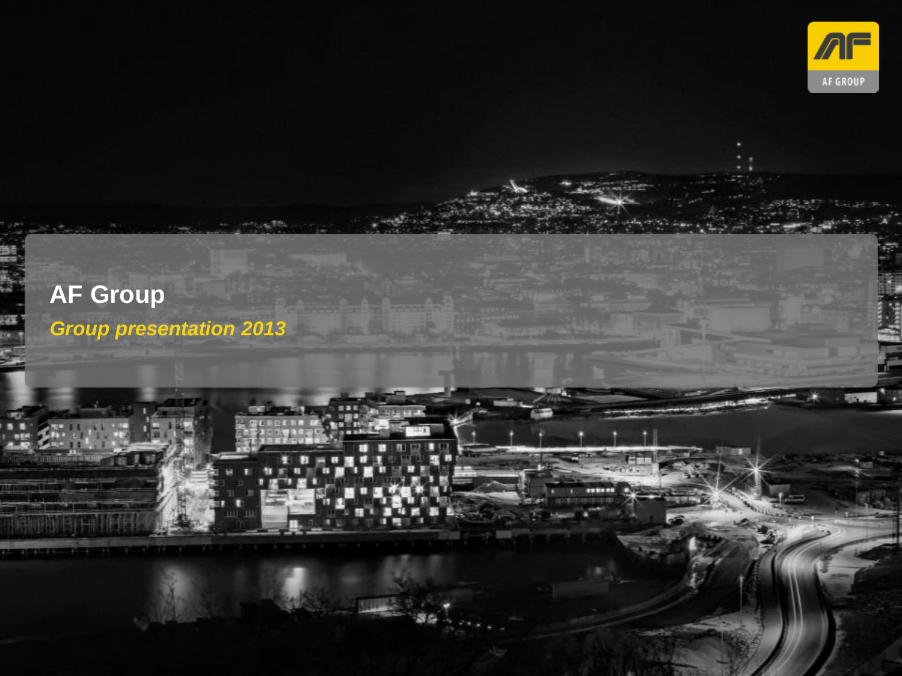# AF Group

***Group presentation 2013***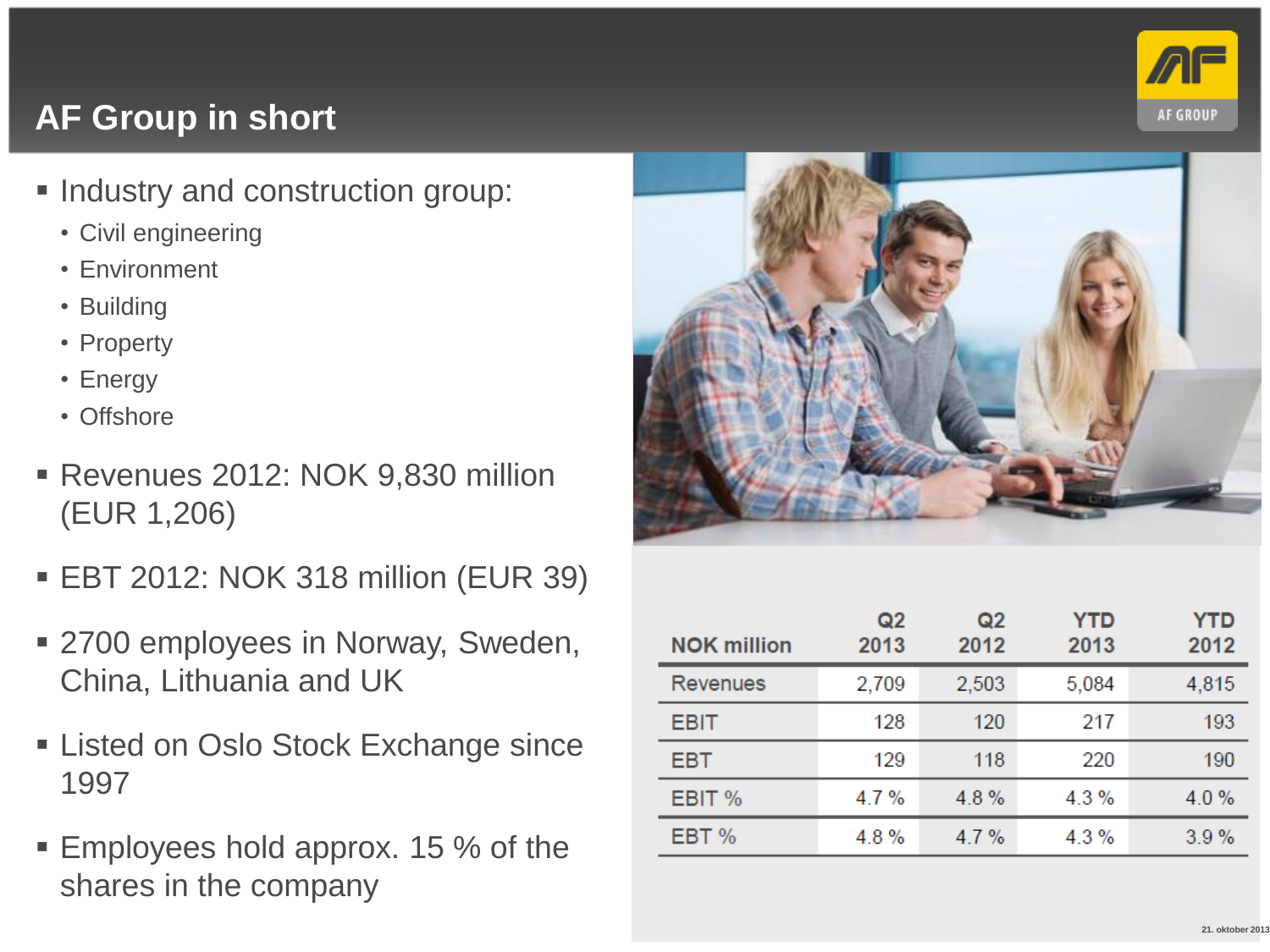# AF Group in short

- Industry and construction group:
  - Civil engineering
  - Environment
  - Building
  - Property
  - Energy
  - Offshore
- Revenues 2012: NOK 9,830 million (EUR 1,206)
- EBT 2012: NOK 318 million (EUR 39)
- 2700 employees in Norway, Sweden, China, Lithuania and UK
- Listed on Oslo Stock Exchange since 1997
- Employees hold approx. 15 % of the shares in the company

| NOK million | Q2 2013 | Q2 2012 | YTD 2013 | YTD 2012 |
|---|---|---|---|---|
| Revenues | 2,709 | 2,503 | 5,084 | 4,815 |
| EBIT | 128 | 120 | 217 | 193 |
| EBT | 129 | 118 | 220 | 190 |
| EBIT % | 4.7 % | 4.8 % | 4.3 % | 4.0 % |
| EBT % | 4.8 % | 4.7 % | 4.3 % | 3.9 % |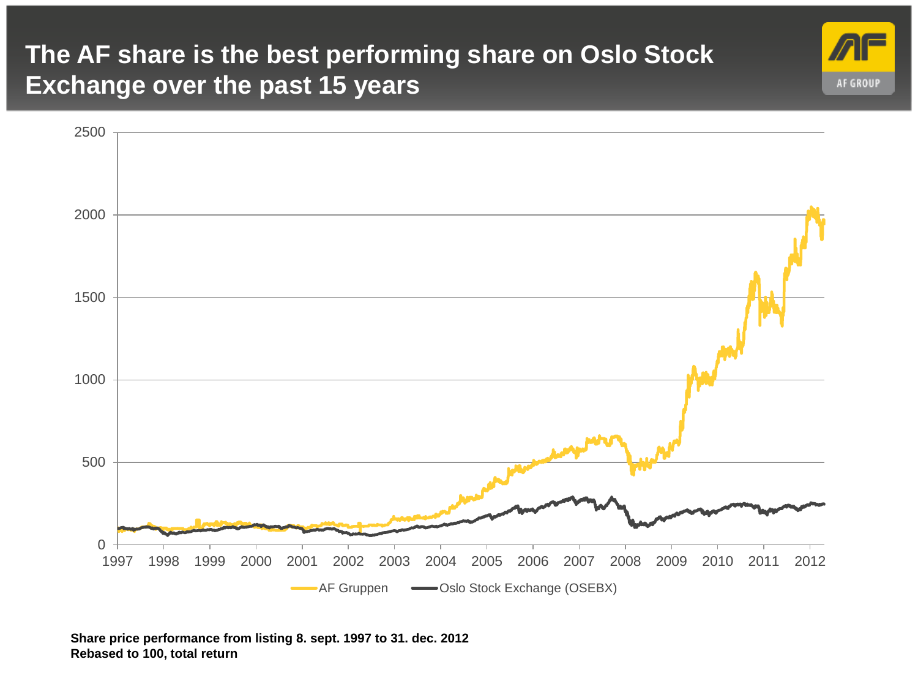# The AF share is the best performing share on Oslo Stock Exchange over the past 15 years

**Share price performance from listing 8. sept. 1997 to 31. dec. 2012**
**Rebased to 100, total return**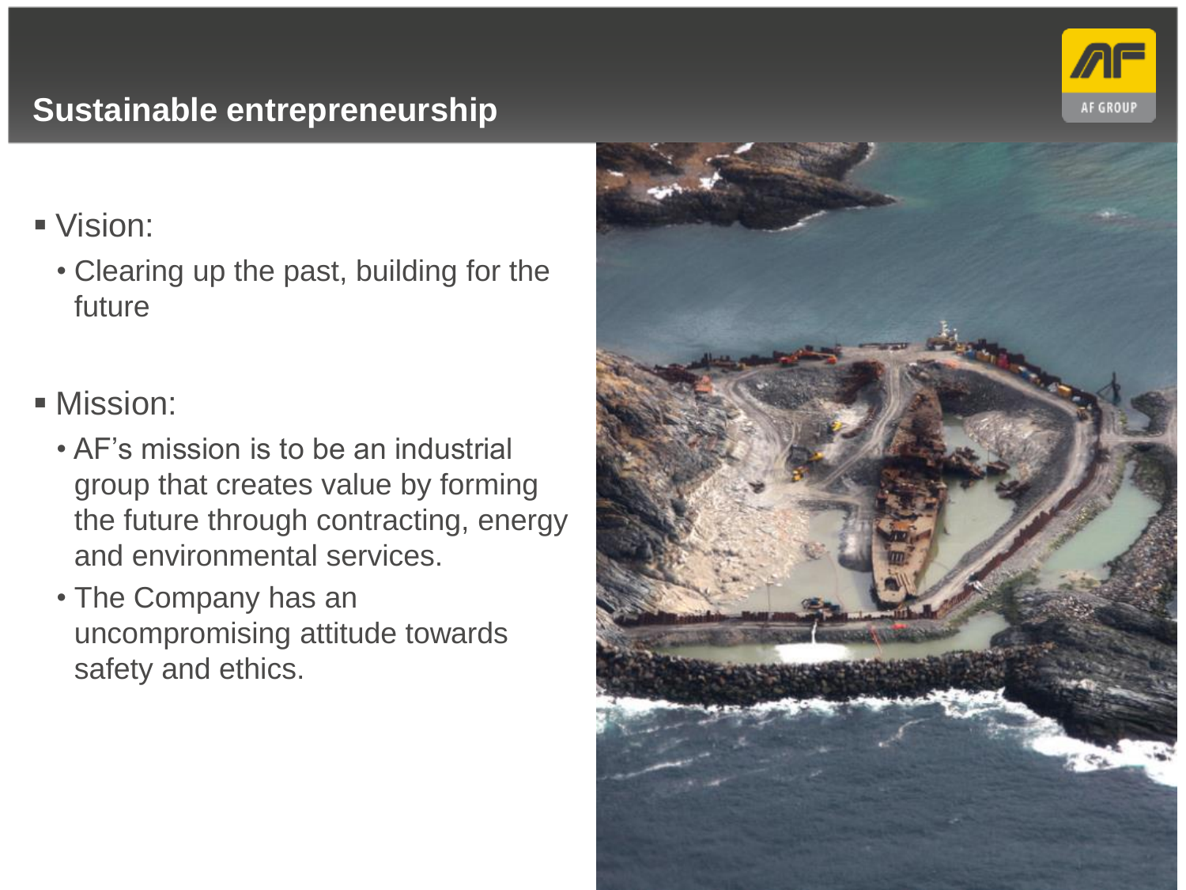# Sustainable entrepreneurship

- Vision:
  - Clearing up the past, building for the future

- Mission:
  - AF's mission is to be an industrial group that creates value by forming the future through contracting, energy and environmental services.
  - The Company has an uncompromising attitude towards safety and ethics.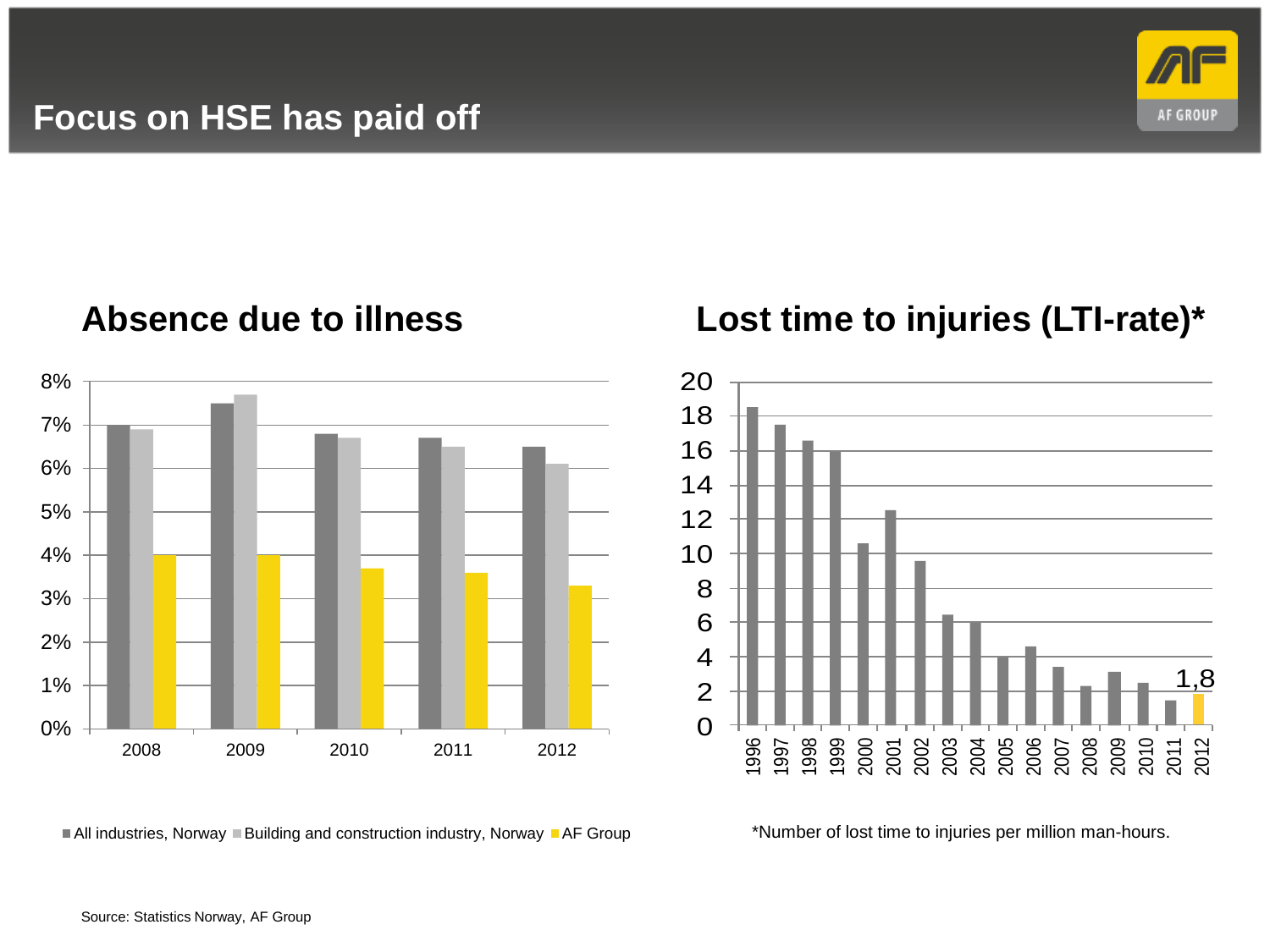# Focus on HSE has paid off

## Absence due to illness

| Year | All industries, Norway | Building and construction industry, Norway | AF Group |
|---|---|---|---|
| 2008 | 7.0% | 6.9% | 4.0% |
| 2009 | 7.5% | 7.7% | 4.0% |
| 2010 | 6.8% | 6.7% | 3.7% |
| 2011 | 6.7% | 6.5% | 3.6% |
| 2012 | 6.5% | 6.1% | 3.3% |

## Lost time to injuries (LTI-rate)*

| Year | LTI-rate |
|---|---|
| 1996 | 18.5 |
| 1997 | 17.5 |
| 1998 | 16.6 |
| 1999 | 16.0 |
| 2000 | 10.6 |
| 2001 | 12.5 |
| 2002 | 9.6 |
| 2003 | 6.4 |
| 2004 | 6.0 |
| 2005 | 4.0 |
| 2006 | 4.6 |
| 2007 | 3.4 |
| 2008 | 2.3 |
| 2009 | 3.1 |
| 2010 | 2.5 |
| 2011 | 1.5 |
| 2012 | 1,8 |

*Number of lost time to injuries per million man-hours.

Source: Statistics Norway, AF Group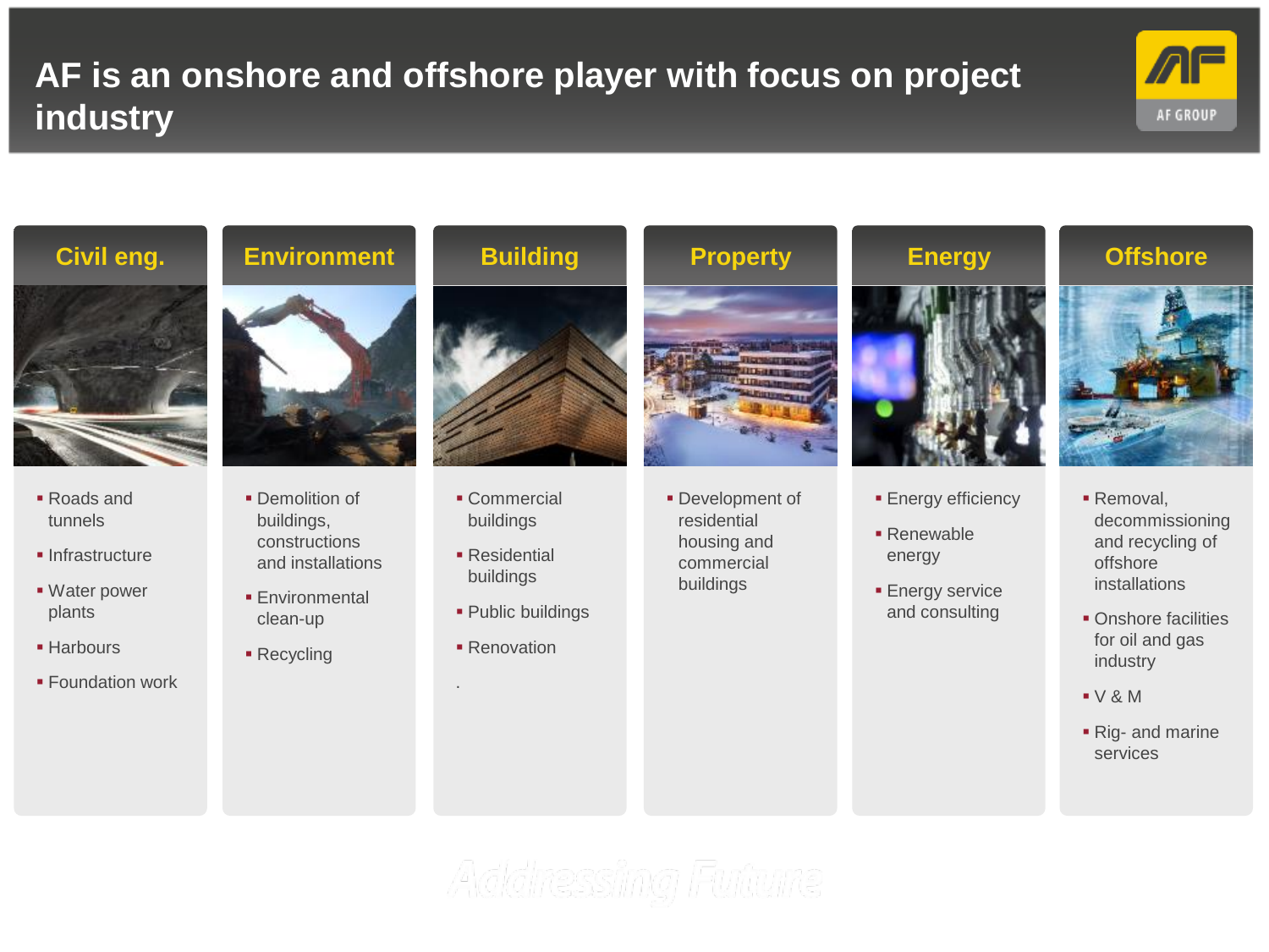# AF is an onshore and offshore player with focus on project industry

## Civil eng.

- Roads and tunnels
- Infrastructure
- Water power plants
- Harbours
- Foundation work

## Environment

- Demolition of buildings, constructions and installations
- Environmental clean-up
- Recycling

## Building

- Commercial buildings
- Residential buildings
- Public buildings
- Renovation

.

## Property

- Development of residential housing and commercial buildings

## Energy

- Energy efficiency
- Renewable energy
- Energy service and consulting

## Offshore

- Removal, decommissioning and recycling of offshore installations
- Onshore facilities for oil and gas industry
- V & M
- Rig- and marine services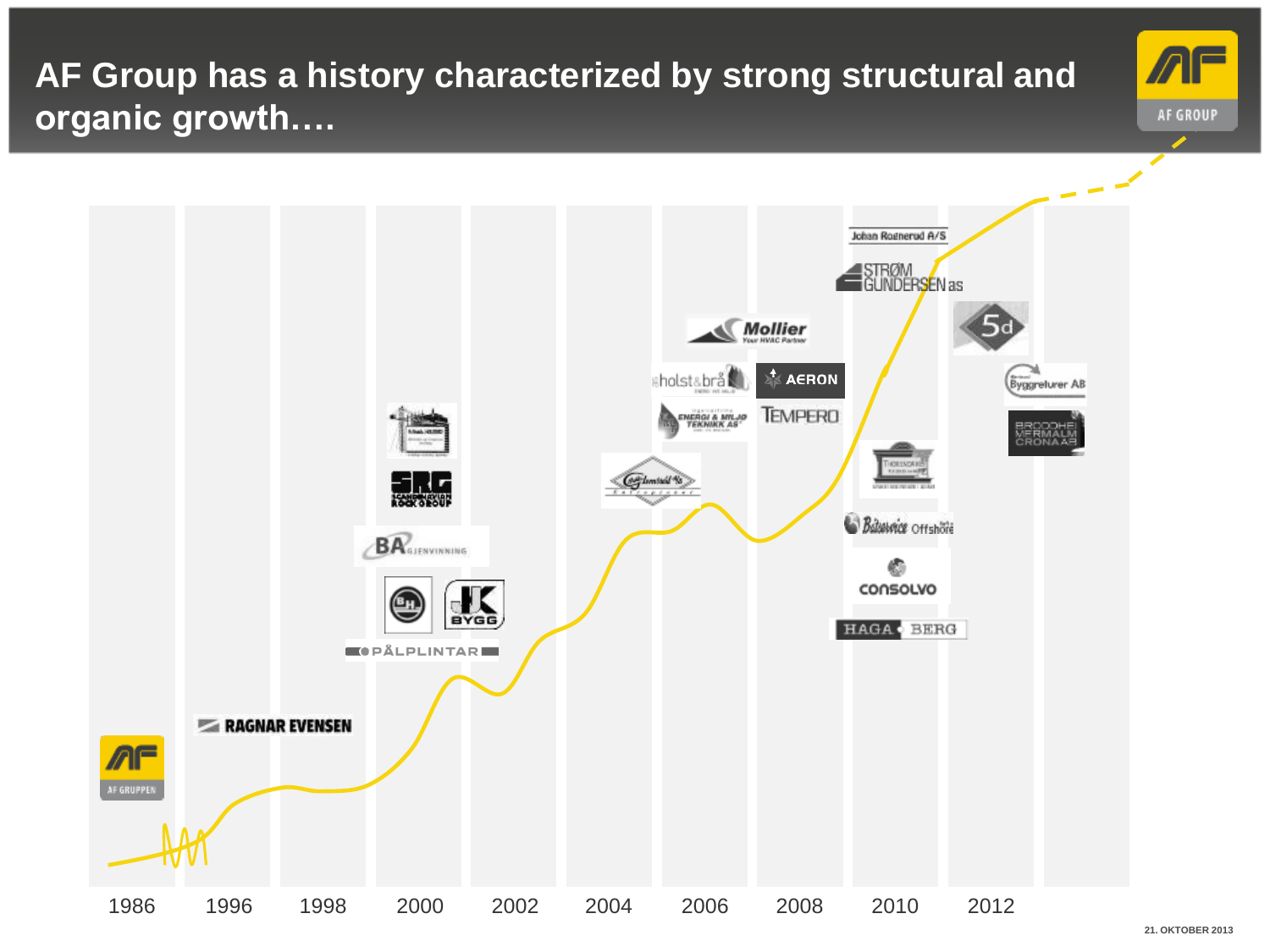# AF Group has a history characterized by strong structural and organic growth….

AF GROUP

AF GRUPPEN

RAGNAR EVENSEN

SRG SCANDINAVIAN ROCK GROUP

BA GJENVINNING

BH

JK BYGG

PÅLPLINTAR

Mollier Your HVAC Partner

holst & brå

AERON

ENERGI & MILJØ TEKNIKK AS

TEMPERO

Johan Rognerud A/S

STRØM GUNDERSEN as

5d

Byggreturer AB

BRODDHEI MERMALM CRONA AB

Båtservice Offshore

CONSOLVO

HAGA BERG

1986 | 1996 | 1998 | 2000 | 2002 | 2004 | 2006 | 2008 | 2010 | 2012

21. OKTOBER 2013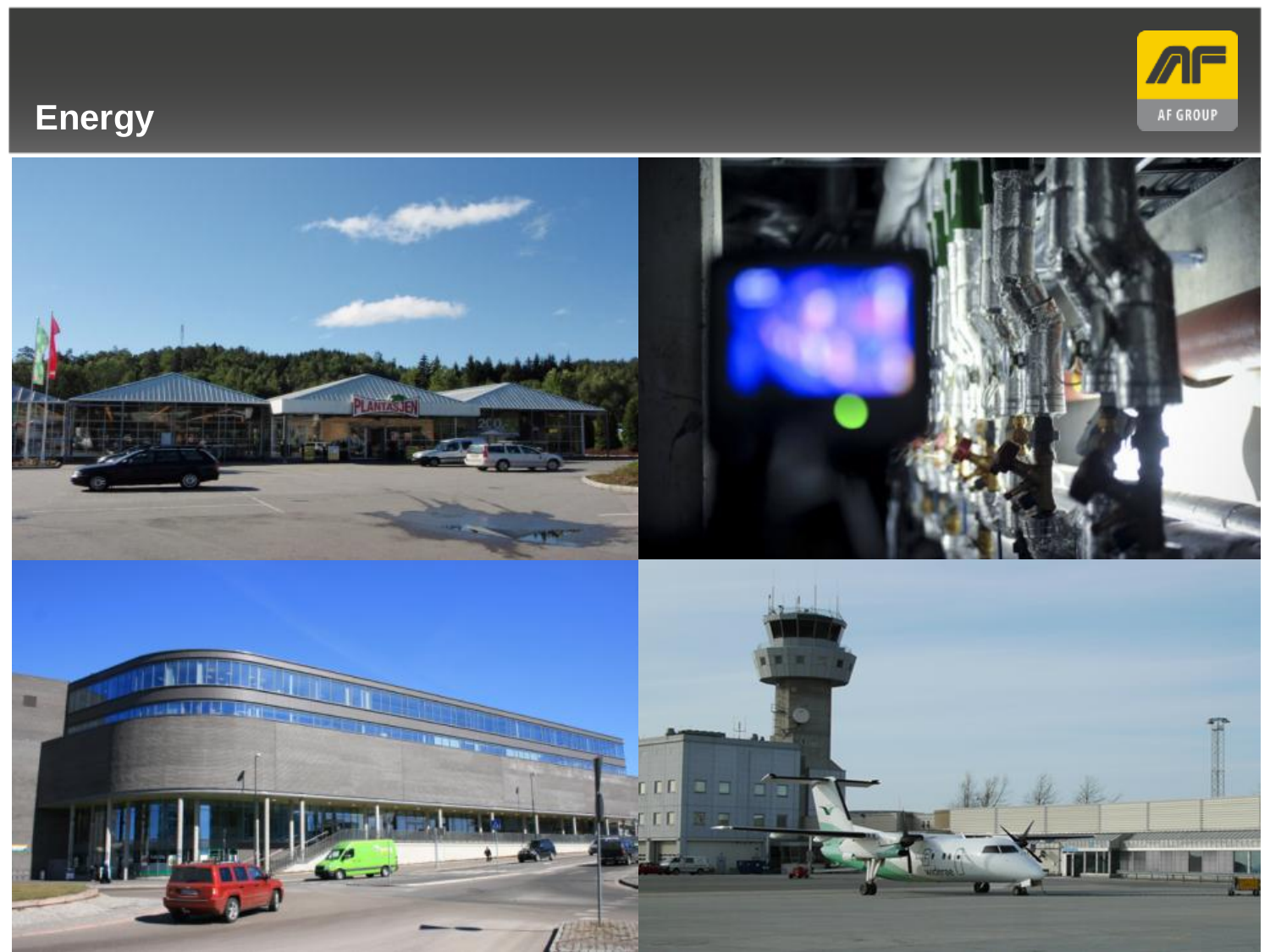# Energy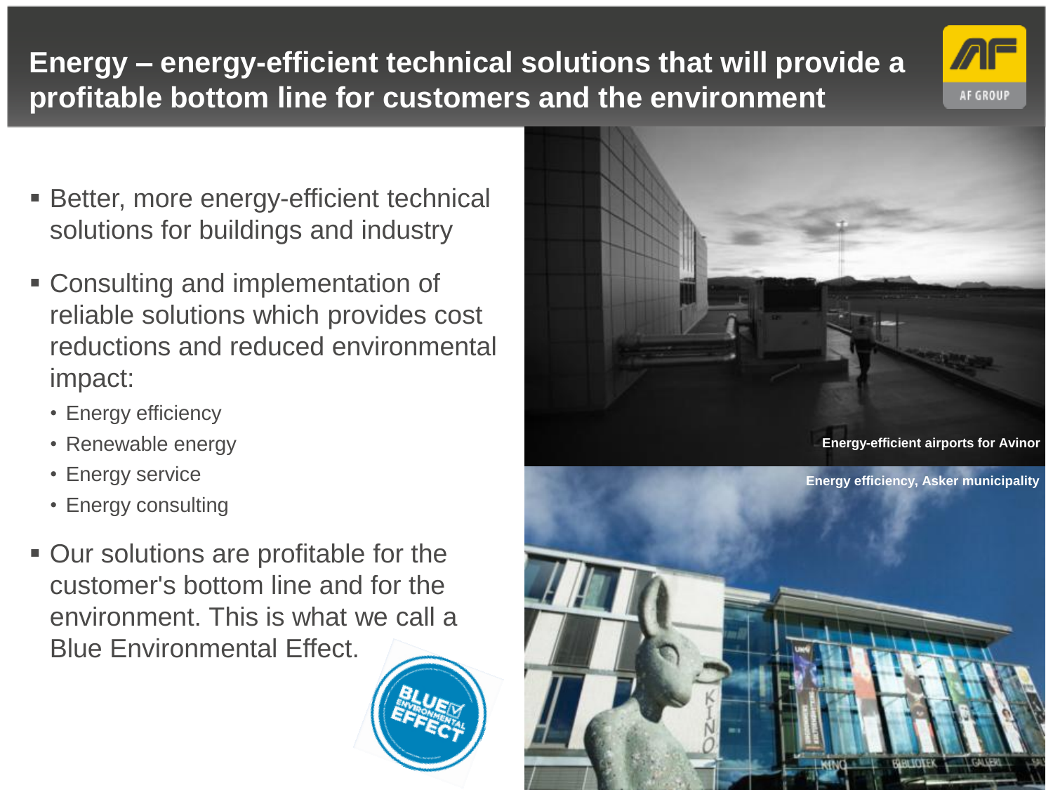# Energy – energy-efficient technical solutions that will provide a profitable bottom line for customers and the environment

- Better, more energy-efficient technical solutions for buildings and industry
- Consulting and implementation of reliable solutions which provides cost reductions and reduced environmental impact:
  - Energy efficiency
  - Renewable energy
  - Energy service
  - Energy consulting
- Our solutions are profitable for the customer's bottom line and for the environment. This is what we call a Blue Environmental Effect.

Energy-efficient airports for Avinor

Energy efficiency, Asker municipality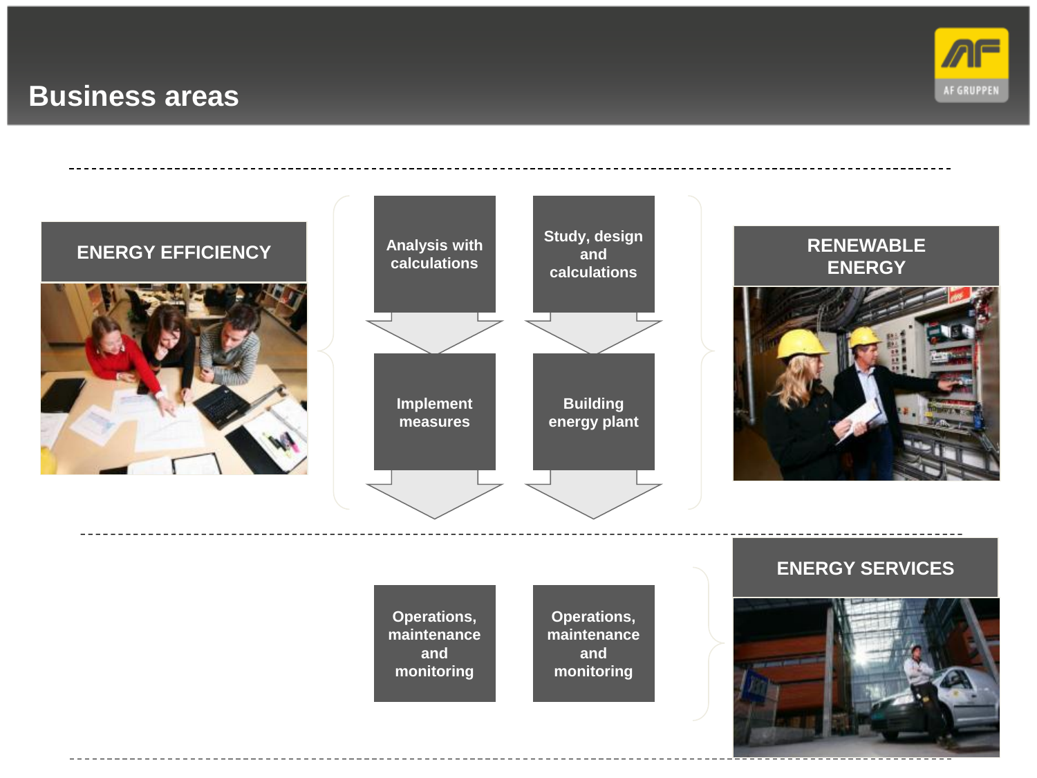# Business areas

## ENERGY EFFICIENCY

- Analysis with calculations
- Implement measures
- Operations, maintenance and monitoring

## RENEWABLE ENERGY

- Study, design and calculations
- Building energy plant
- Operations, maintenance and monitoring

## ENERGY SERVICES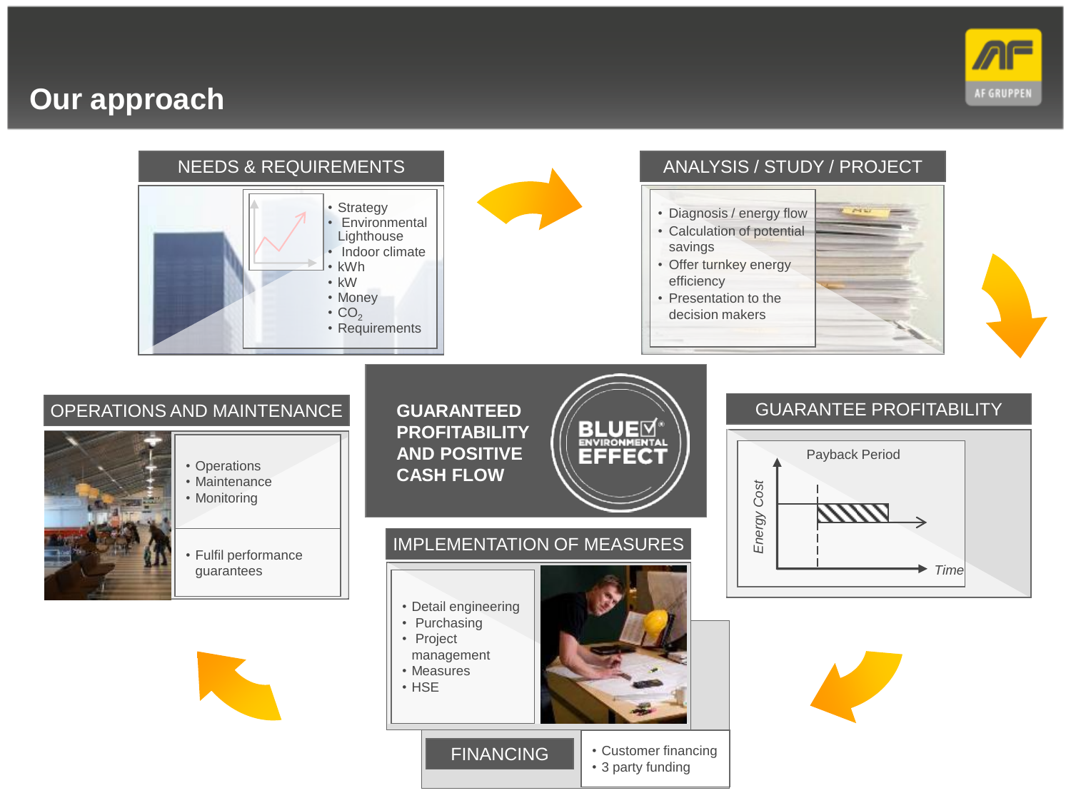# Our approach

## NEEDS & REQUIREMENTS

- Strategy
- Environmental Lighthouse
- Indoor climate
- kWh
- kW
- Money
- $CO_2$
- Requirements

## ANALYSIS / STUDY / PROJECT

- Diagnosis / energy flow
- Calculation of potential savings
- Offer turnkey energy efficiency
- Presentation to the decision makers

## GUARANTEE PROFITABILITY

Payback Period

Energy Cost

Time

## GUARANTEED PROFITABILITY AND POSITIVE CASH FLOW

BLUE ENVIRONMENTAL EFFECT

## IMPLEMENTATION OF MEASURES

- Detail engineering
- Purchasing
- Project management
- Measures
- HSE

## FINANCING

- Customer financing
- 3 party funding

## OPERATIONS AND MAINTENANCE

- Operations
- Maintenance
- Monitoring

- Fulfil performance guarantees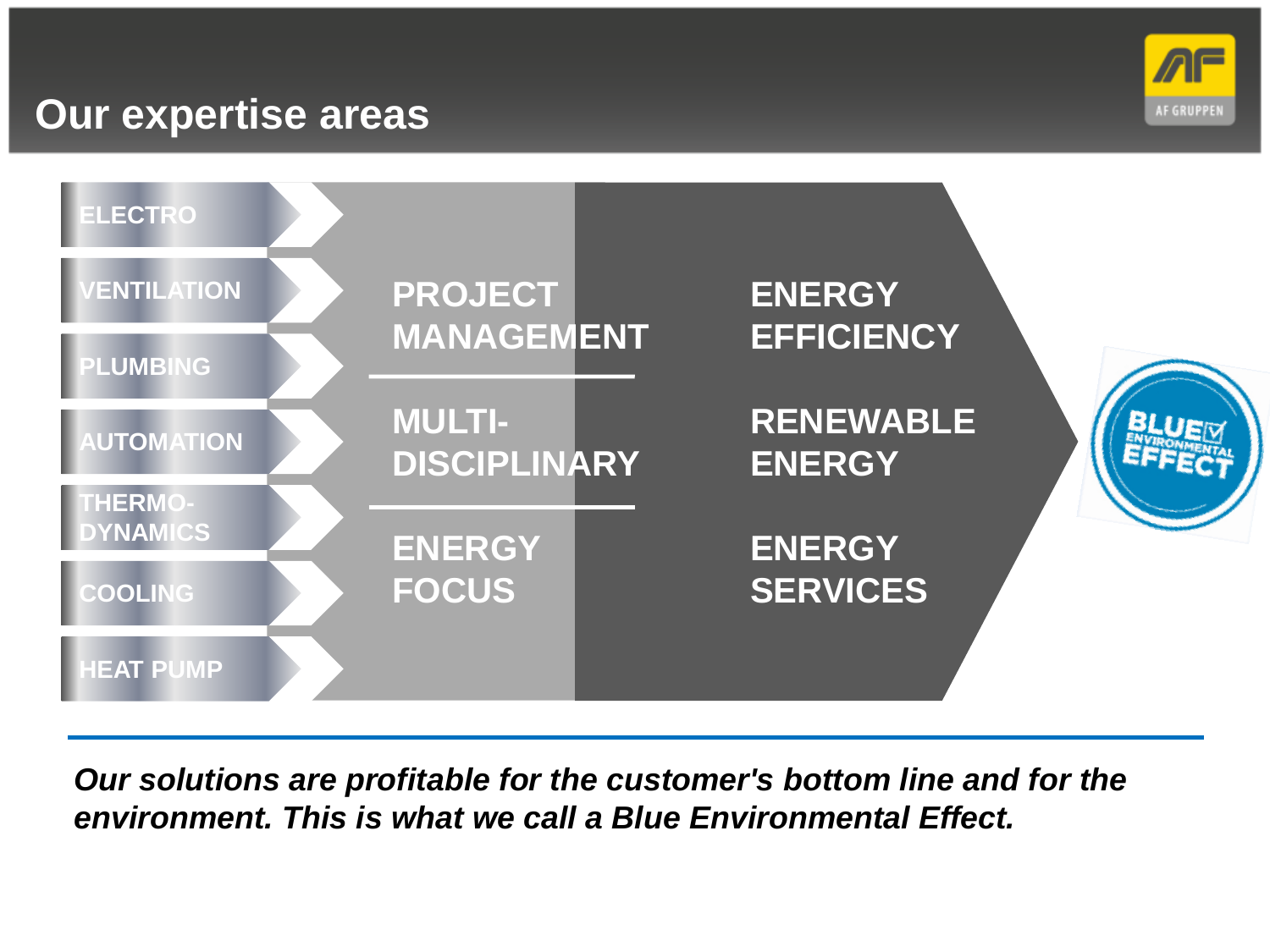# Our expertise areas

- ELECTRO
- VENTILATION
- PLUMBING
- AUTOMATION
- THERMO-DYNAMICS
- COOLING
- HEAT PUMP

**PROJECT MANAGEMENT**

**MULTI-DISCIPLINARY**

**ENERGY FOCUS**

**ENERGY EFFICIENCY**

**RENEWABLE ENERGY**

**ENERGY SERVICES**

BLUE ENVIRONMENTAL EFFECT

***Our solutions are profitable for the customer's bottom line and for the environment. This is what we call a Blue Environmental Effect.***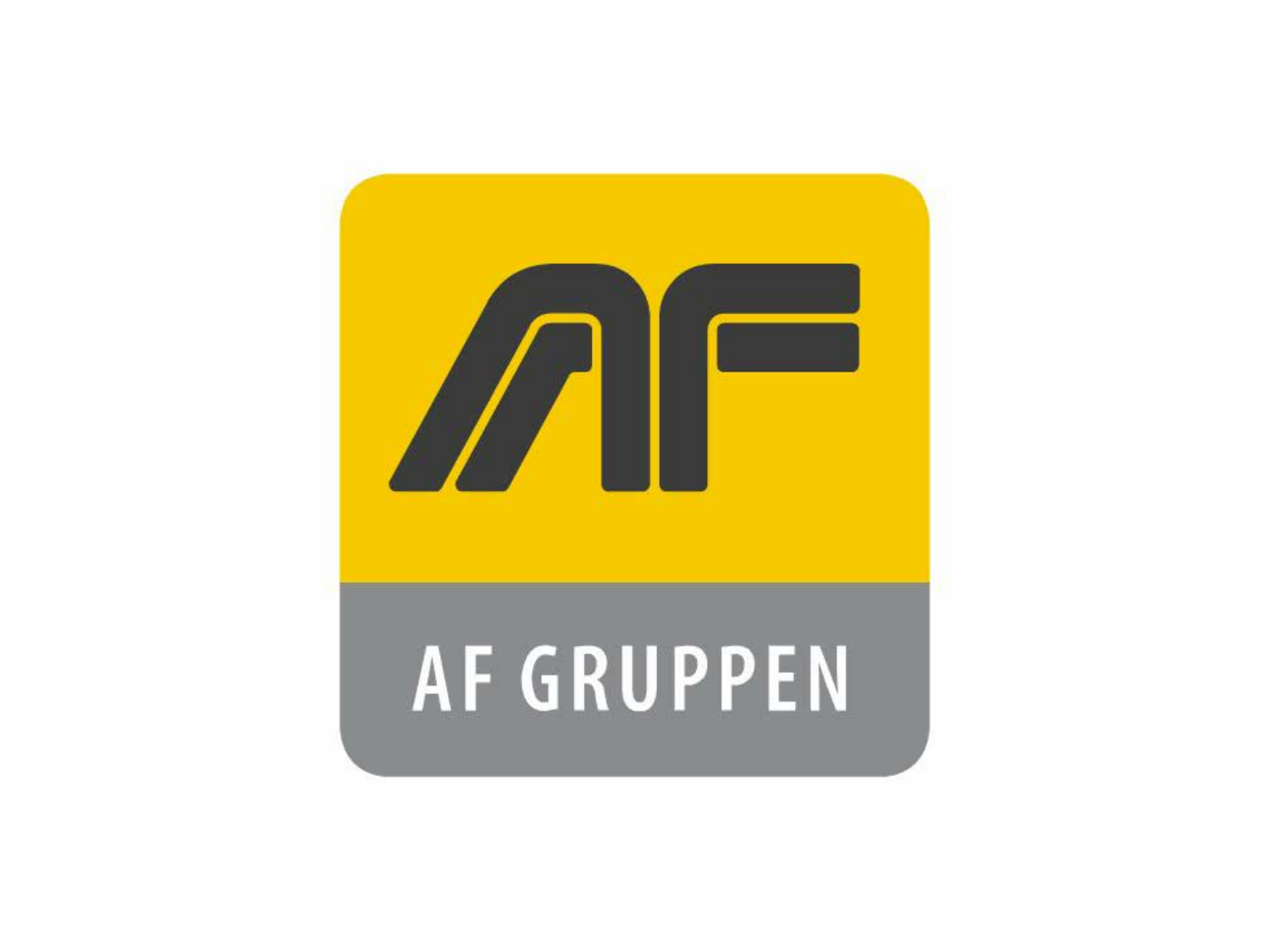AF GRUPPEN